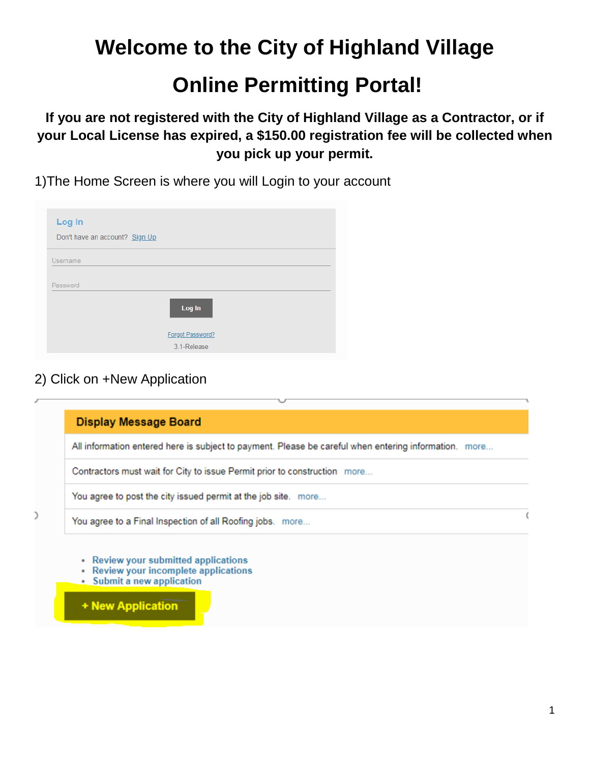# Welcome to the City of Highland Village

# Online Permitting Portal!

**If you are not registered with the City of Highland Village as a Contractor, or if your Local License has expired, a $150.00 registration fee will be collected when you pick up your permit.**

1)The Home Screen is where you will Login to your account

Log In

Don't have an account? Sign Up

Username

Password

Log In

Forgot Password?

3.1-Release

2) Click on +New Application

**Display Message Board**

All information entered here is subject to payment. Please be careful when entering information. more...

Contractors must wait for City to issue Permit prior to construction more...

You agree to post the city issued permit at the job site. more...

You agree to a Final Inspection of all Roofing jobs. more...

- Review your submitted applications
- Review your incomplete applications
- Submit a new application

+ New Application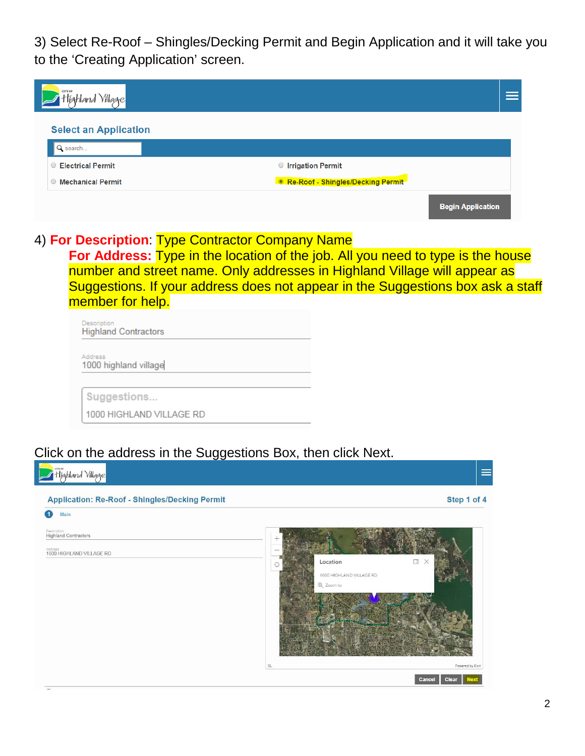3) Select Re-Roof – Shingles/Decking Permit and Begin Application and it will take you to the 'Creating Application' screen.

4) **For Description**: Type Contractor Company Name

**For Address:** Type in the location of the job. All you need to type is the house number and street name. Only addresses in Highland Village will appear as Suggestions. If your address does not appear in the Suggestions box ask a staff member for help.

Click on the address in the Suggestions Box, then click Next.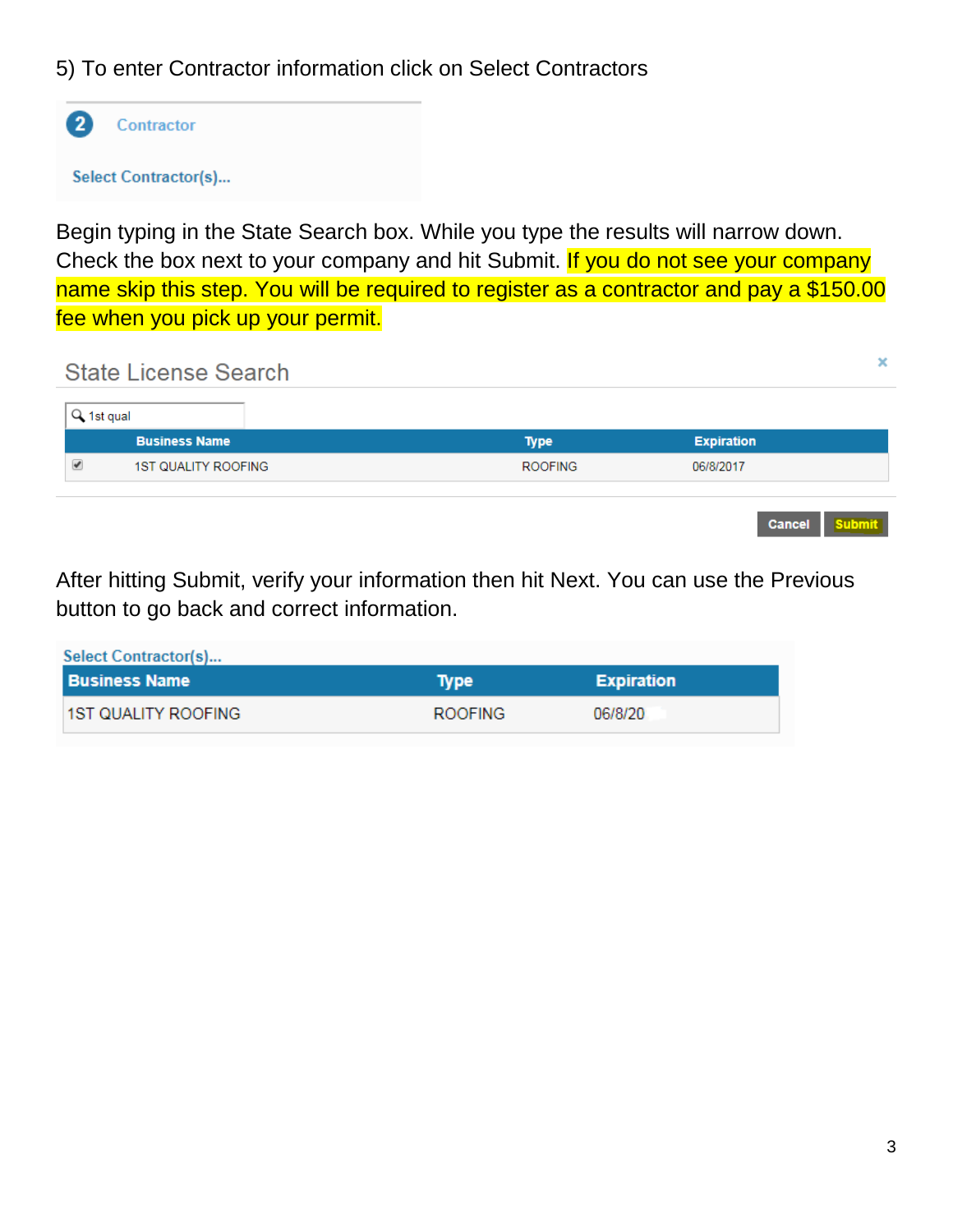5) To enter Contractor information click on Select Contractors

2 Contractor

Select Contractor(s)...

Begin typing in the State Search box. While you type the results will narrow down. Check the box next to your company and hit Submit. If you do not see your company name skip this step. You will be required to register as a contractor and pay a $150.00 fee when you pick up your permit.

State License Search

1st qual

| | Business Name | Type | Expiration |
|---|---|---|---|
| ☑ | 1ST QUALITY ROOFING | ROOFING | 06/8/2017 |

Cancel Submit

After hitting Submit, verify your information then hit Next. You can use the Previous button to go back and correct information.

Select Contractor(s)...

| Business Name | Type | Expiration |
|---|---|---|
| 1ST QUALITY ROOFING | ROOFING | 06/8/20 |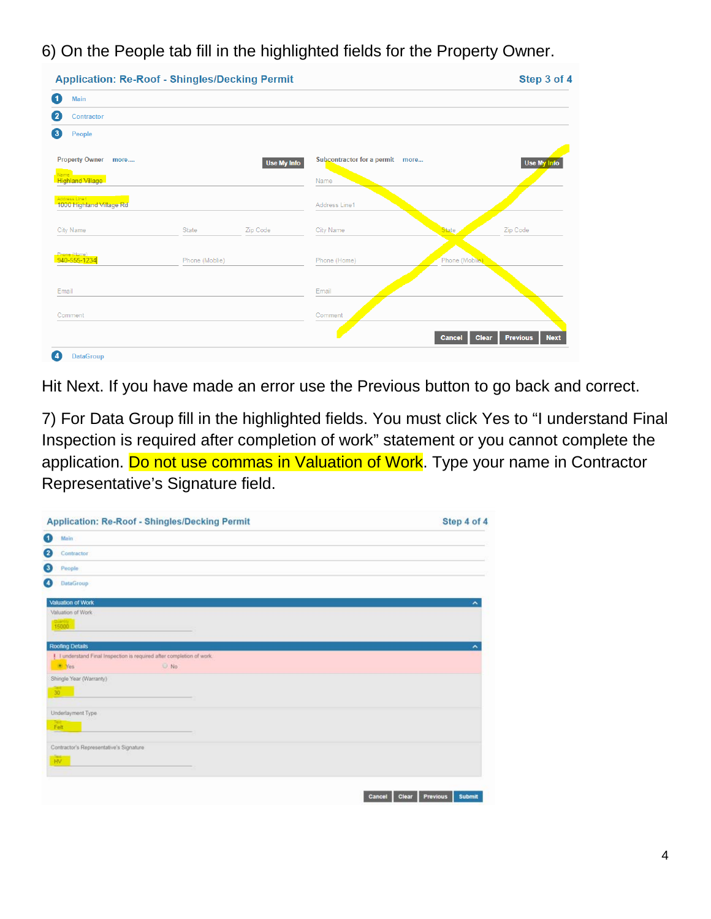6) On the People tab fill in the highlighted fields for the Property Owner.

Application: Re-Roof - Shingles/Decking Permit — Step 3 of 4

1. Main
2. Contractor
3. People

Property Owner more....   Use My Info

Name: Highland Village

Address Line1: 1000 Highland Village Rd

City Name | State | Zip Code

Phone (Home): 940-555-1234 | Phone (Mobile)

Email

Comment

Subcontractor for a permit more...   Use My Info

Name

Address Line1

City Name | State | Zip Code

Phone (Home) | Phone (Mobile)

Email

Comment

Cancel | Clear | Previous | Next

4. DataGroup

Hit Next. If you have made an error use the Previous button to go back and correct.

7) For Data Group fill in the highlighted fields. You must click Yes to "I understand Final Inspection is required after completion of work" statement or you cannot complete the application. Do not use commas in Valuation of Work. Type your name in Contractor Representative's Signature field.

Application: Re-Roof - Shingles/Decking Permit — Step 4 of 4

1. Main
2. Contractor
3. People
4. DataGroup

Valuation of Work

Valuation of Work: 15000

Roofing Details

! I understand Final Inspection is required after completion of work.  (•) Yes  ( ) No

Shingle Year (Warranty): 30

Underlayment Type: Felt

Contractor's Representative's Signature: HV

Cancel | Clear | Previous | Submit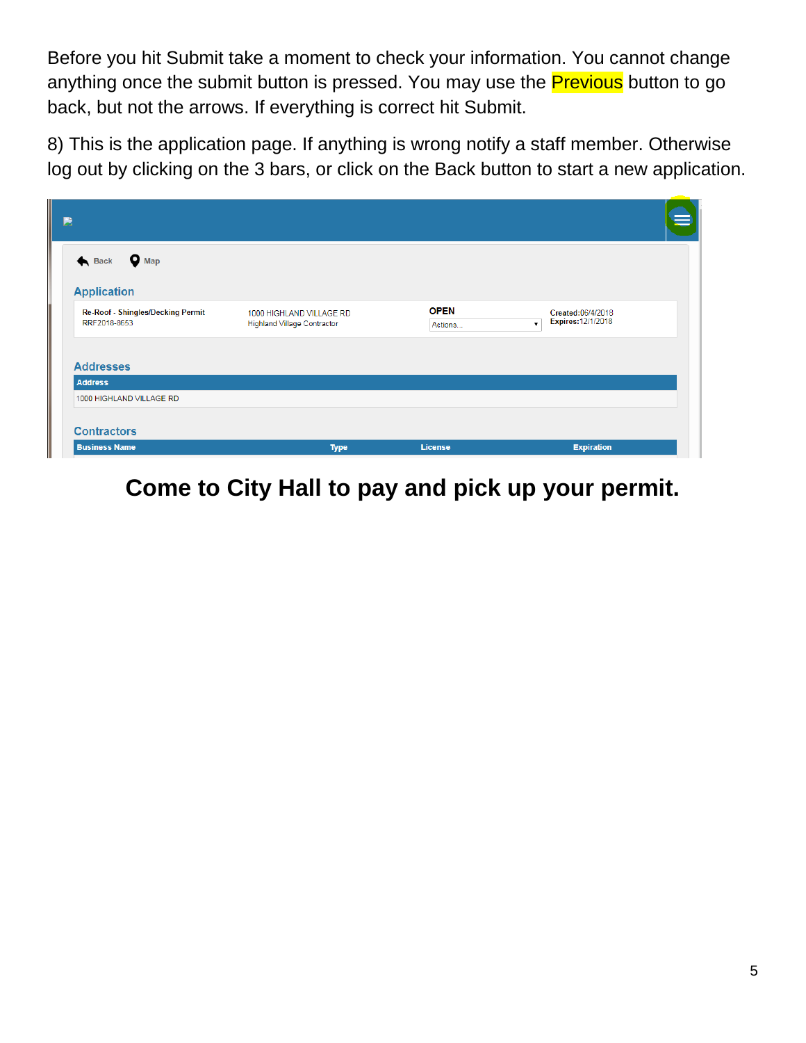Before you hit Submit take a moment to check your information. You cannot change anything once the submit button is pressed. You may use the Previous button to go back, but not the arrows. If everything is correct hit Submit.

8) This is the application page. If anything is wrong notify a staff member. Otherwise log out by clicking on the 3 bars, or click on the Back button to start a new application.

**Come to City Hall to pay and pick up your permit.**